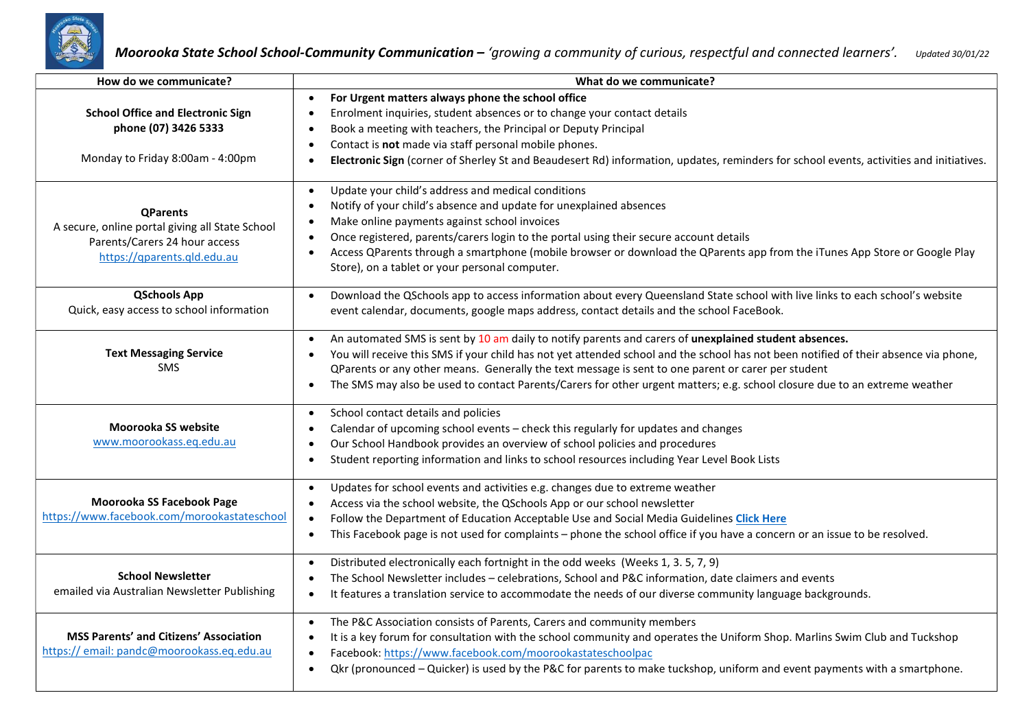## ***Moorooka State School School-Community Communication – 'growing a community of curious, respectful and connected learners'.***

*Updated 30/01/22*

| How do we communicate? | What do we communicate? |
|---|---|
| **School Office and Electronic Sign**<br>**phone (07) 3426 5333**<br><br>Monday to Friday 8:00am - 4:00pm | • **For Urgent matters always phone the school office**<br>• Enrolment inquiries, student absences or to change your contact details<br>• Book a meeting with teachers, the Principal or Deputy Principal<br>• Contact is **not** made via staff personal mobile phones.<br>• **Electronic Sign** (corner of Sherley St and Beaudesert Rd) information, updates, reminders for school events, activities and initiatives. |
| **QParents**<br>A secure, online portal giving all State School Parents/Carers 24 hour access<br>https://qparents.qld.edu.au | • Update your child's address and medical conditions<br>• Notify of your child's absence and update for unexplained absences<br>• Make online payments against school invoices<br>• Once registered, parents/carers login to the portal using their secure account details<br>• Access QParents through a smartphone (mobile browser or download the QParents app from the iTunes App Store or Google Play Store), on a tablet or your personal computer. |
| **QSchools App**<br>Quick, easy access to school information | • Download the QSchools app to access information about every Queensland State school with live links to each school's website event calendar, documents, google maps address, contact details and the school FaceBook. |
| **Text Messaging Service**<br>SMS | • An automated SMS is sent by 10 am daily to notify parents and carers of **unexplained student absences.**<br>• You will receive this SMS if your child has not yet attended school and the school has not been notified of their absence via phone, QParents or any other means. Generally the text message is sent to one parent or carer per student<br>• The SMS may also be used to contact Parents/Carers for other urgent matters; e.g. school closure due to an extreme weather |
| **Moorooka SS website**<br>www.moorookass.eq.edu.au | • School contact details and policies<br>• Calendar of upcoming school events – check this regularly for updates and changes<br>• Our School Handbook provides an overview of school policies and procedures<br>• Student reporting information and links to school resources including Year Level Book Lists |
| **Moorooka SS Facebook Page**<br>https://www.facebook.com/morookastateschool | • Updates for school events and activities e.g. changes due to extreme weather<br>• Access via the school website, the QSchools App or our school newsletter<br>• Follow the Department of Education Acceptable Use and Social Media Guidelines **Click Here**<br>• This Facebook page is not used for complaints – phone the school office if you have a concern or an issue to be resolved. |
| **School Newsletter**<br>emailed via Australian Newsletter Publishing | • Distributed electronically each fortnight in the odd weeks (Weeks 1, 3. 5, 7, 9)<br>• The School Newsletter includes – celebrations, School and P&C information, date claimers and events<br>• It features a translation service to accommodate the needs of our diverse community language backgrounds. |
| **MSS Parents' and Citizens' Association**<br>https:// email: pandc@moorookass.eq.edu.au | • The P&C Association consists of Parents, Carers and community members<br>• It is a key forum for consultation with the school community and operates the Uniform Shop. Marlins Swim Club and Tuckshop<br>• Facebook: https://www.facebook.com/moorookastateschoolpac<br>• Qkr (pronounced – Quicker) is used by the P&C for parents to make tuckshop, uniform and event payments with a smartphone. |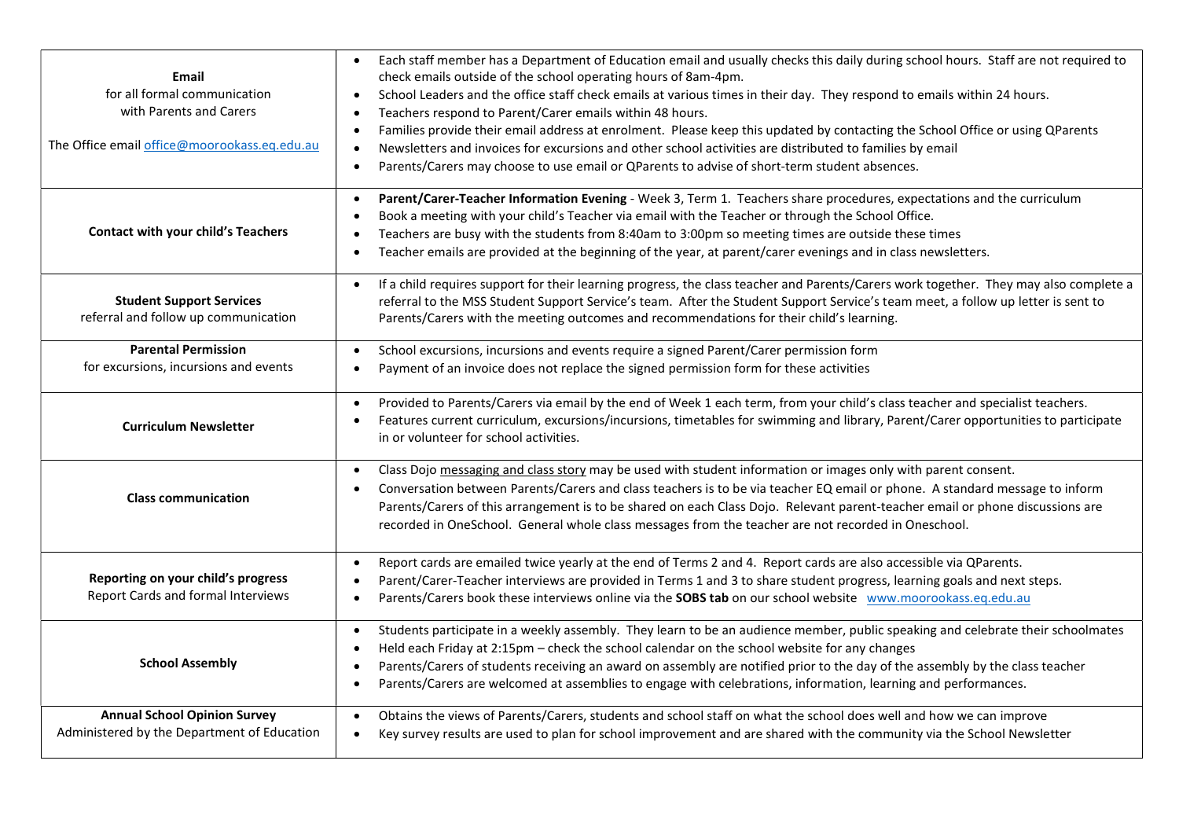| | |
|---|---|
| **Email**<br>for all formal communication with Parents and Carers<br><br>The Office email office@moorookass.eq.edu.au | • Each staff member has a Department of Education email and usually checks this daily during school hours. Staff are not required to check emails outside of the school operating hours of 8am-4pm.<br>• School Leaders and the office staff check emails at various times in their day. They respond to emails within 24 hours.<br>• Teachers respond to Parent/Carer emails within 48 hours.<br>• Families provide their email address at enrolment. Please keep this updated by contacting the School Office or using QParents<br>• Newsletters and invoices for excursions and other school activities are distributed to families by email<br>• Parents/Carers may choose to use email or QParents to advise of short-term student absences. |
| **Contact with your child's Teachers** | • **Parent/Carer-Teacher Information Evening** - Week 3, Term 1. Teachers share procedures, expectations and the curriculum<br>• Book a meeting with your child's Teacher via email with the Teacher or through the School Office.<br>• Teachers are busy with the students from 8:40am to 3:00pm so meeting times are outside these times<br>• Teacher emails are provided at the beginning of the year, at parent/carer evenings and in class newsletters. |
| **Student Support Services**<br>referral and follow up communication | • If a child requires support for their learning progress, the class teacher and Parents/Carers work together. They may also complete a referral to the MSS Student Support Service's team. After the Student Support Service's team meet, a follow up letter is sent to Parents/Carers with the meeting outcomes and recommendations for their child's learning. |
| **Parental Permission**<br>for excursions, incursions and events | • School excursions, incursions and events require a signed Parent/Carer permission form<br>• Payment of an invoice does not replace the signed permission form for these activities |
| **Curriculum Newsletter** | • Provided to Parents/Carers via email by the end of Week 1 each term, from your child's class teacher and specialist teachers.<br>• Features current curriculum, excursions/incursions, timetables for swimming and library, Parent/Carer opportunities to participate in or volunteer for school activities. |
| **Class communication** | • Class Dojo messaging and class story may be used with student information or images only with parent consent.<br>• Conversation between Parents/Carers and class teachers is to be via teacher EQ email or phone. A standard message to inform Parents/Carers of this arrangement is to be shared on each Class Dojo. Relevant parent-teacher email or phone discussions are recorded in OneSchool. General whole class messages from the teacher are not recorded in Oneschool. |
| **Reporting on your child's progress**<br>Report Cards and formal Interviews | • Report cards are emailed twice yearly at the end of Terms 2 and 4. Report cards are also accessible via QParents.<br>• Parent/Carer-Teacher interviews are provided in Terms 1 and 3 to share student progress, learning goals and next steps.<br>• Parents/Carers book these interviews online via the **SOBS tab** on our school website www.moorookass.eq.edu.au |
| **School Assembly** | • Students participate in a weekly assembly. They learn to be an audience member, public speaking and celebrate their schoolmates<br>• Held each Friday at 2:15pm – check the school calendar on the school website for any changes<br>• Parents/Carers of students receiving an award on assembly are notified prior to the day of the assembly by the class teacher<br>• Parents/Carers are welcomed at assemblies to engage with celebrations, information, learning and performances. |
| **Annual School Opinion Survey**<br>Administered by the Department of Education | • Obtains the views of Parents/Carers, students and school staff on what the school does well and how we can improve<br>• Key survey results are used to plan for school improvement and are shared with the community via the School Newsletter |